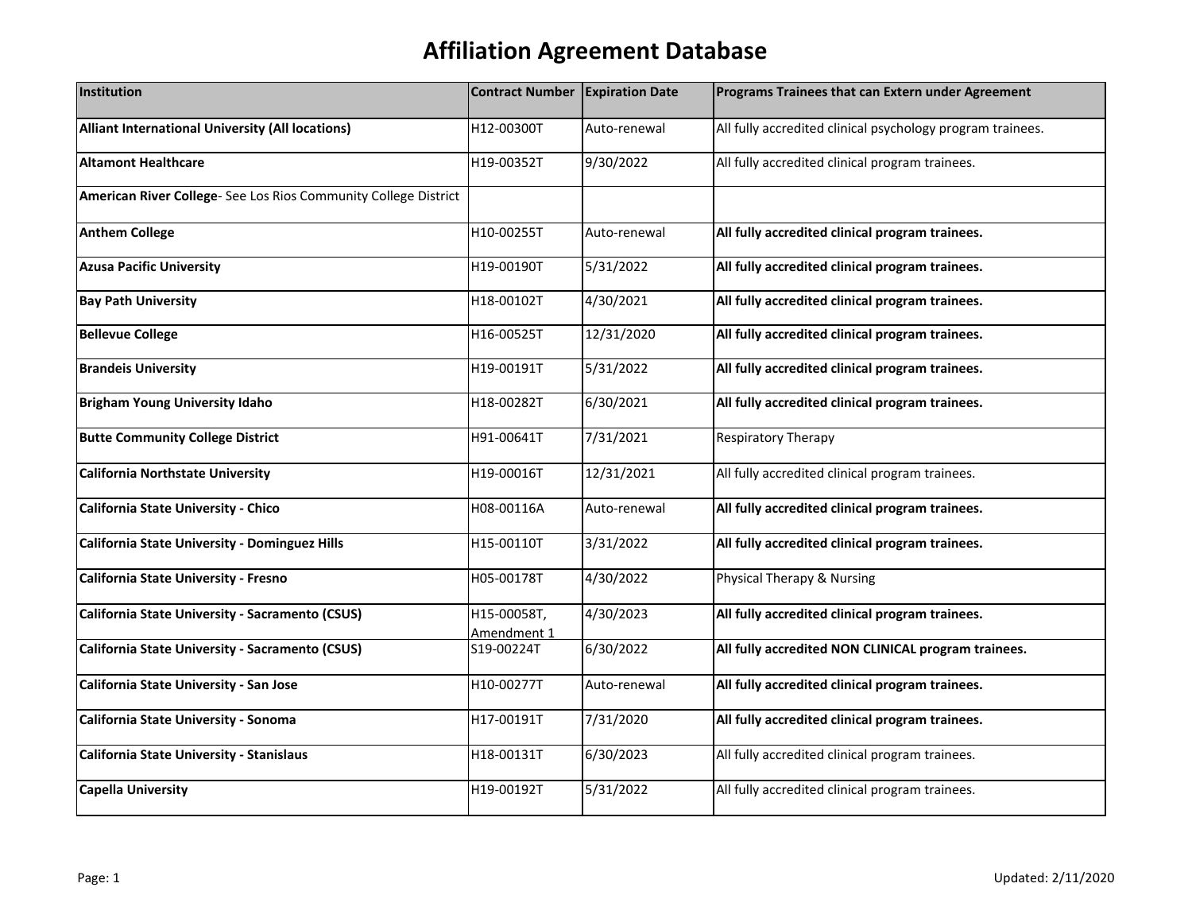# Affiliation Agreement Database

| Institution | Contract Number | Expiration Date | Programs Trainees that can Extern under Agreement |
|---|---|---|---|
| **Alliant International University (All locations)** | H12-00300T | Auto-renewal | All fully accredited clinical psychology program trainees. |
| **Altamont Healthcare** | H19-00352T | 9/30/2022 | All fully accredited clinical program trainees. |
| **American River College**- See Los Rios Community College District | | | |
| **Anthem College** | H10-00255T | Auto-renewal | **All fully accredited clinical program trainees.** |
| **Azusa Pacific University** | H19-00190T | 5/31/2022 | **All fully accredited clinical program trainees.** |
| **Bay Path University** | H18-00102T | 4/30/2021 | **All fully accredited clinical program trainees.** |
| **Bellevue College** | H16-00525T | 12/31/2020 | **All fully accredited clinical program trainees.** |
| **Brandeis University** | H19-00191T | 5/31/2022 | **All fully accredited clinical program trainees.** |
| **Brigham Young University Idaho** | H18-00282T | 6/30/2021 | **All fully accredited clinical program trainees.** |
| **Butte Community College District** | H91-00641T | 7/31/2021 | Respiratory Therapy |
| **California Northstate University** | H19-00016T | 12/31/2021 | All fully accredited clinical program trainees. |
| **California State University - Chico** | H08-00116A | Auto-renewal | **All fully accredited clinical program trainees.** |
| **California State University - Dominguez Hills** | H15-00110T | 3/31/2022 | **All fully accredited clinical program trainees.** |
| **California State University - Fresno** | H05-00178T | 4/30/2022 | Physical Therapy & Nursing |
| **California State University - Sacramento (CSUS)** | H15-00058T, Amendment 1 | 4/30/2023 | **All fully accredited clinical program trainees.** |
| **California State University - Sacramento (CSUS)** | S19-00224T | 6/30/2022 | **All fully accredited NON CLINICAL program trainees.** |
| **California State University - San Jose** | H10-00277T | Auto-renewal | **All fully accredited clinical program trainees.** |
| **California State University - Sonoma** | H17-00191T | 7/31/2020 | **All fully accredited clinical program trainees.** |
| **California State University - Stanislaus** | H18-00131T | 6/30/2023 | All fully accredited clinical program trainees. |
| **Capella University** | H19-00192T | 5/31/2022 | All fully accredited clinical program trainees. |

Updated: 2/11/2020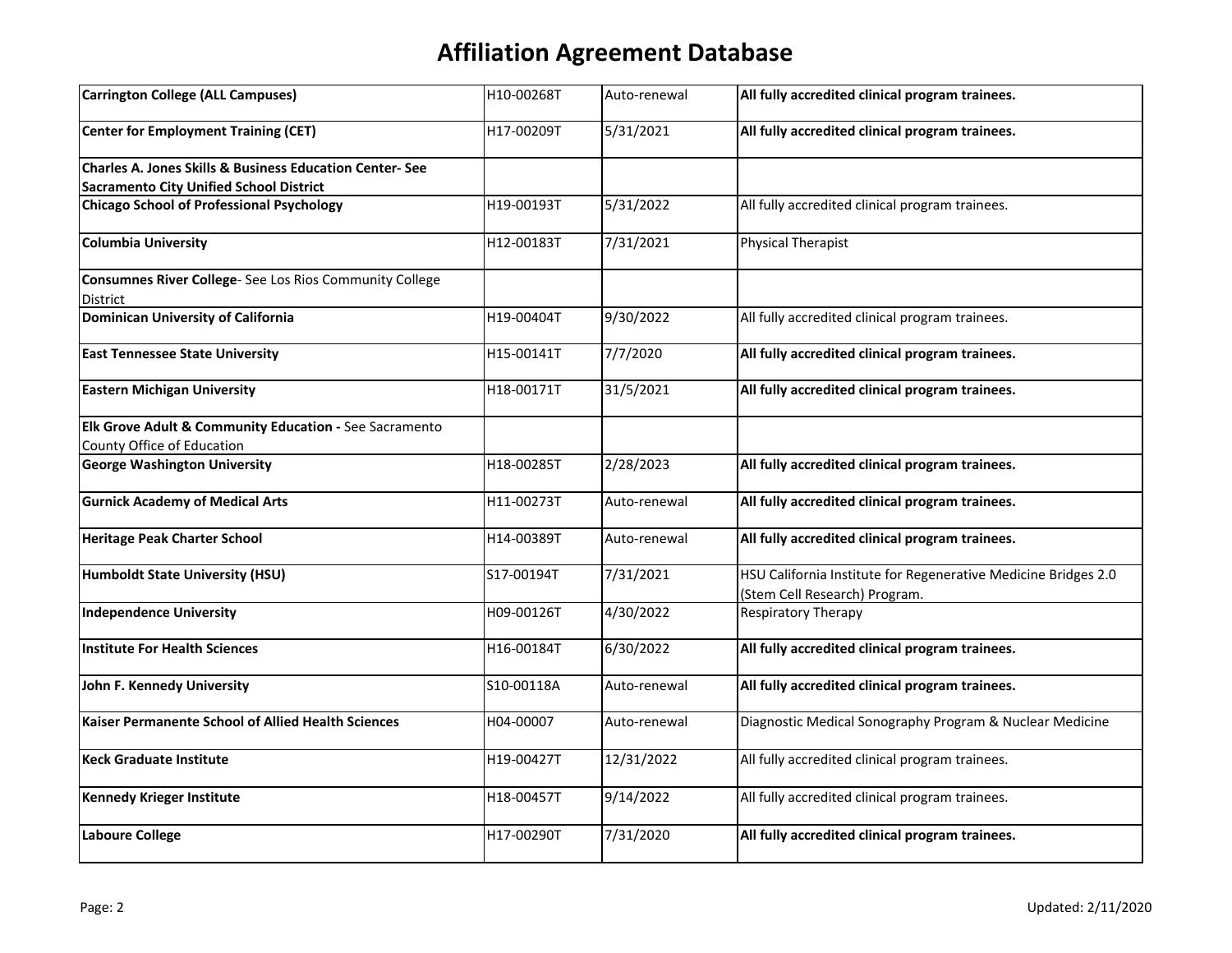# Affiliation Agreement Database

| | | | |
|---|---|---|---|
| **Carrington College (ALL Campuses)** | H10-00268T | Auto-renewal | **All fully accredited clinical program trainees.** |
| **Center for Employment Training (CET)** | H17-00209T | 5/31/2021 | **All fully accredited clinical program trainees.** |
| **Charles A. Jones Skills & Business Education Center- See Sacramento City Unified School District** | | | |
| **Chicago School of Professional Psychology** | H19-00193T | 5/31/2022 | All fully accredited clinical program trainees. |
| **Columbia University** | H12-00183T | 7/31/2021 | Physical Therapist |
| **Consumnes River College**- See Los Rios Community College District | | | |
| **Dominican University of California** | H19-00404T | 9/30/2022 | All fully accredited clinical program trainees. |
| **East Tennessee State University** | H15-00141T | 7/7/2020 | **All fully accredited clinical program trainees.** |
| **Eastern Michigan University** | H18-00171T | 31/5/2021 | **All fully accredited clinical program trainees.** |
| **Elk Grove Adult & Community Education -** See Sacramento County Office of Education | | | |
| **George Washington University** | H18-00285T | 2/28/2023 | **All fully accredited clinical program trainees.** |
| **Gurnick Academy of Medical Arts** | H11-00273T | Auto-renewal | **All fully accredited clinical program trainees.** |
| **Heritage Peak Charter School** | H14-00389T | Auto-renewal | **All fully accredited clinical program trainees.** |
| **Humboldt State University (HSU)** | S17-00194T | 7/31/2021 | HSU California Institute for Regenerative Medicine Bridges 2.0 (Stem Cell Research) Program. |
| **Independence University** | H09-00126T | 4/30/2022 | Respiratory Therapy |
| **Institute For Health Sciences** | H16-00184T | 6/30/2022 | **All fully accredited clinical program trainees.** |
| **John F. Kennedy University** | S10-00118A | Auto-renewal | **All fully accredited clinical program trainees.** |
| **Kaiser Permanente School of Allied Health Sciences** | H04-00007 | Auto-renewal | Diagnostic Medical Sonography Program & Nuclear Medicine |
| **Keck Graduate Institute** | H19-00427T | 12/31/2022 | All fully accredited clinical program trainees. |
| **Kennedy Krieger Institute** | H18-00457T | 9/14/2022 | All fully accredited clinical program trainees. |
| **Laboure College** | H17-00290T | 7/31/2020 | **All fully accredited clinical program trainees.** |

Updated: 2/11/2020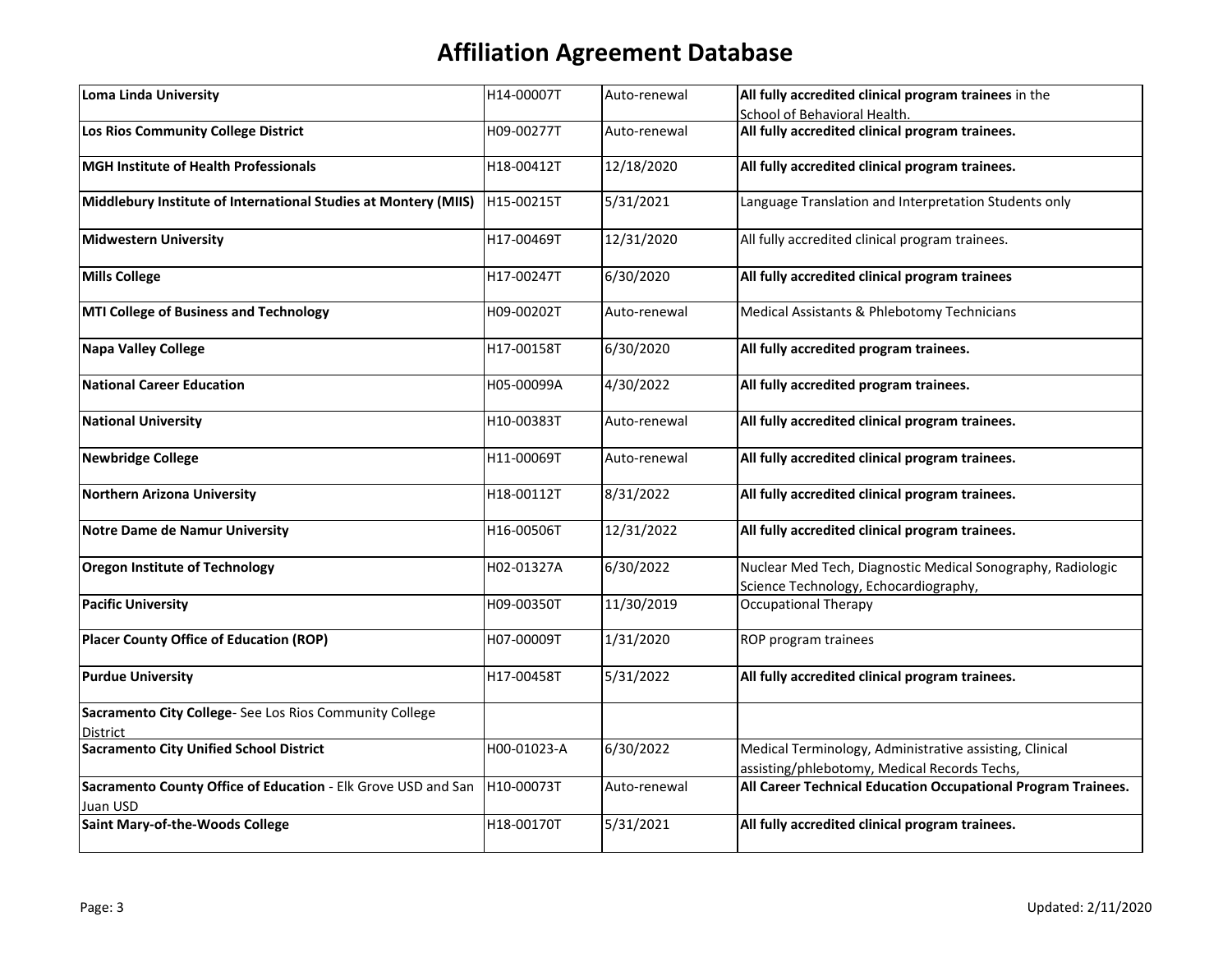# Affiliation Agreement Database

| | | | |
|---|---|---|---|
| **Loma Linda University** | H14-00007T | Auto-renewal | **All fully accredited clinical program trainees** in the School of Behavioral Health. |
| **Los Rios Community College District** | H09-00277T | Auto-renewal | **All fully accredited clinical program trainees.** |
| **MGH Institute of Health Professionals** | H18-00412T | 12/18/2020 | **All fully accredited clinical program trainees.** |
| **Middlebury Institute of International Studies at Montery (MIIS)** | H15-00215T | 5/31/2021 | Language Translation and Interpretation Students only |
| **Midwestern University** | H17-00469T | 12/31/2020 | All fully accredited clinical program trainees. |
| **Mills College** | H17-00247T | 6/30/2020 | **All fully accredited clinical program trainees** |
| **MTI College of Business and Technology** | H09-00202T | Auto-renewal | Medical Assistants & Phlebotomy Technicians |
| **Napa Valley College** | H17-00158T | 6/30/2020 | **All fully accredited program trainees.** |
| **National Career Education** | H05-00099A | 4/30/2022 | **All fully accredited program trainees.** |
| **National University** | H10-00383T | Auto-renewal | **All fully accredited clinical program trainees.** |
| **Newbridge College** | H11-00069T | Auto-renewal | **All fully accredited clinical program trainees.** |
| **Northern Arizona University** | H18-00112T | 8/31/2022 | **All fully accredited clinical program trainees.** |
| **Notre Dame de Namur University** | H16-00506T | 12/31/2022 | **All fully accredited clinical program trainees.** |
| **Oregon Institute of Technology** | H02-01327A | 6/30/2022 | Nuclear Med Tech, Diagnostic Medical Sonography, Radiologic Science Technology, Echocardiography, |
| **Pacific University** | H09-00350T | 11/30/2019 | Occupational Therapy |
| **Placer County Office of Education (ROP)** | H07-00009T | 1/31/2020 | ROP program trainees |
| **Purdue University** | H17-00458T | 5/31/2022 | **All fully accredited clinical program trainees.** |
| **Sacramento City College**- See Los Rios Community College District | | | |
| **Sacramento City Unified School District** | H00-01023-A | 6/30/2022 | Medical Terminology, Administrative assisting, Clinical assisting/phlebotomy, Medical Records Techs, |
| **Sacramento County Office of Education** - Elk Grove USD and San Juan USD | H10-00073T | Auto-renewal | **All Career Technical Education Occupational Program Trainees.** |
| **Saint Mary-of-the-Woods College** | H18-00170T | 5/31/2021 | **All fully accredited clinical program trainees.** |

Updated: 2/11/2020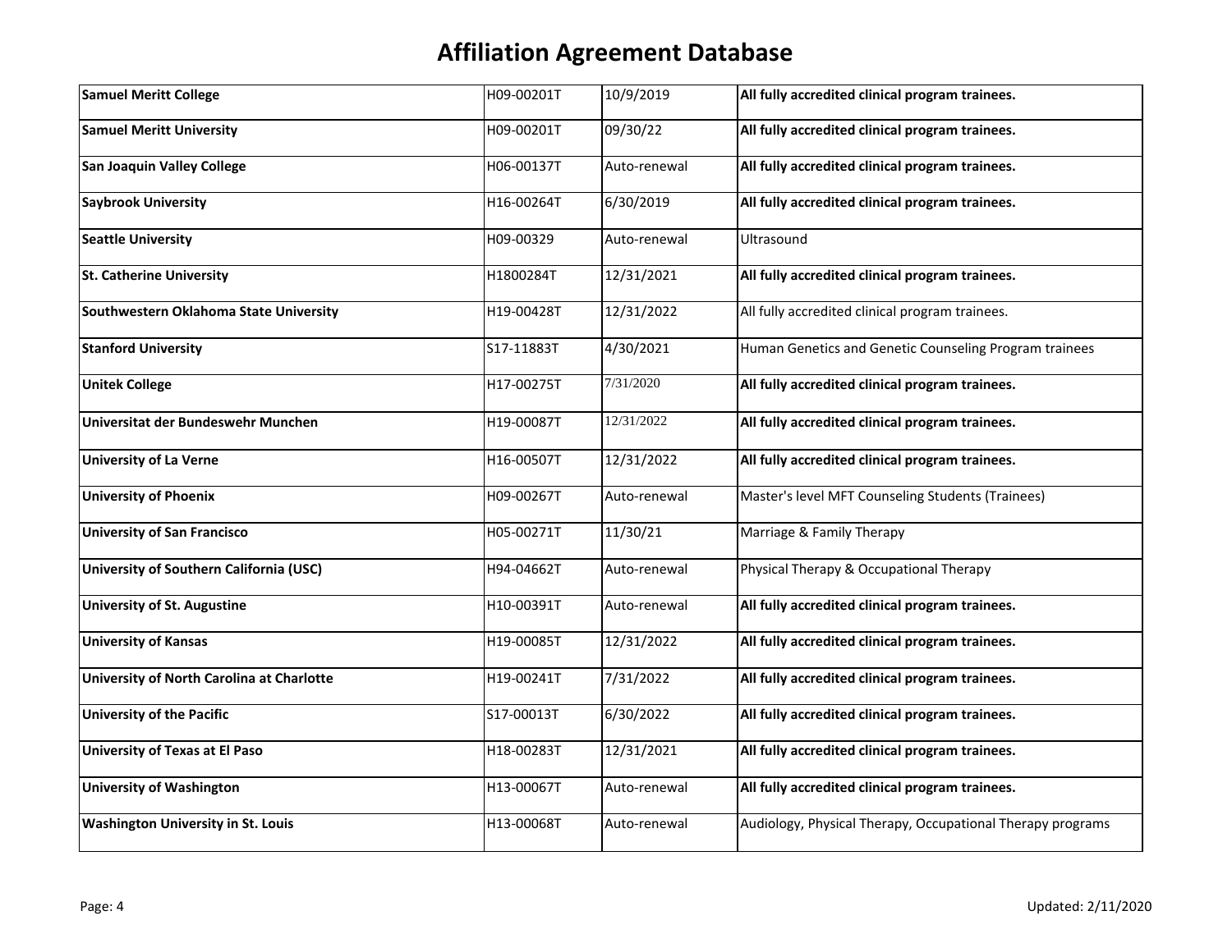# Affiliation Agreement Database

| | | | |
|---|---|---|---|
| **Samuel Meritt College** | H09-00201T | 10/9/2019 | **All fully accredited clinical program trainees.** |
| **Samuel Meritt University** | H09-00201T | 09/30/22 | **All fully accredited clinical program trainees.** |
| **San Joaquin Valley College** | H06-00137T | Auto-renewal | **All fully accredited clinical program trainees.** |
| **Saybrook University** | H16-00264T | 6/30/2019 | **All fully accredited clinical program trainees.** |
| **Seattle University** | H09-00329 | Auto-renewal | Ultrasound |
| **St. Catherine University** | H1800284T | 12/31/2021 | **All fully accredited clinical program trainees.** |
| **Southwestern Oklahoma State University** | H19-00428T | 12/31/2022 | All fully accredited clinical program trainees. |
| **Stanford University** | S17-11883T | 4/30/2021 | Human Genetics and Genetic Counseling Program trainees |
| **Unitek College** | H17-00275T | 7/31/2020 | **All fully accredited clinical program trainees.** |
| **Universitat der Bundeswehr Munchen** | H19-00087T | 12/31/2022 | **All fully accredited clinical program trainees.** |
| **University of La Verne** | H16-00507T | 12/31/2022 | **All fully accredited clinical program trainees.** |
| **University of Phoenix** | H09-00267T | Auto-renewal | Master's level MFT Counseling Students (Trainees) |
| **University of San Francisco** | H05-00271T | 11/30/21 | Marriage & Family Therapy |
| **University of Southern California (USC)** | H94-04662T | Auto-renewal | Physical Therapy & Occupational Therapy |
| **University of St. Augustine** | H10-00391T | Auto-renewal | **All fully accredited clinical program trainees.** |
| **University of Kansas** | H19-00085T | 12/31/2022 | **All fully accredited clinical program trainees.** |
| **University of North Carolina at Charlotte** | H19-00241T | 7/31/2022 | **All fully accredited clinical program trainees.** |
| **University of the Pacific** | S17-00013T | 6/30/2022 | **All fully accredited clinical program trainees.** |
| **University of Texas at El Paso** | H18-00283T | 12/31/2021 | **All fully accredited clinical program trainees.** |
| **University of Washington** | H13-00067T | Auto-renewal | **All fully accredited clinical program trainees.** |
| **Washington University in St. Louis** | H13-00068T | Auto-renewal | Audiology, Physical Therapy, Occupational Therapy programs |

Updated: 2/11/2020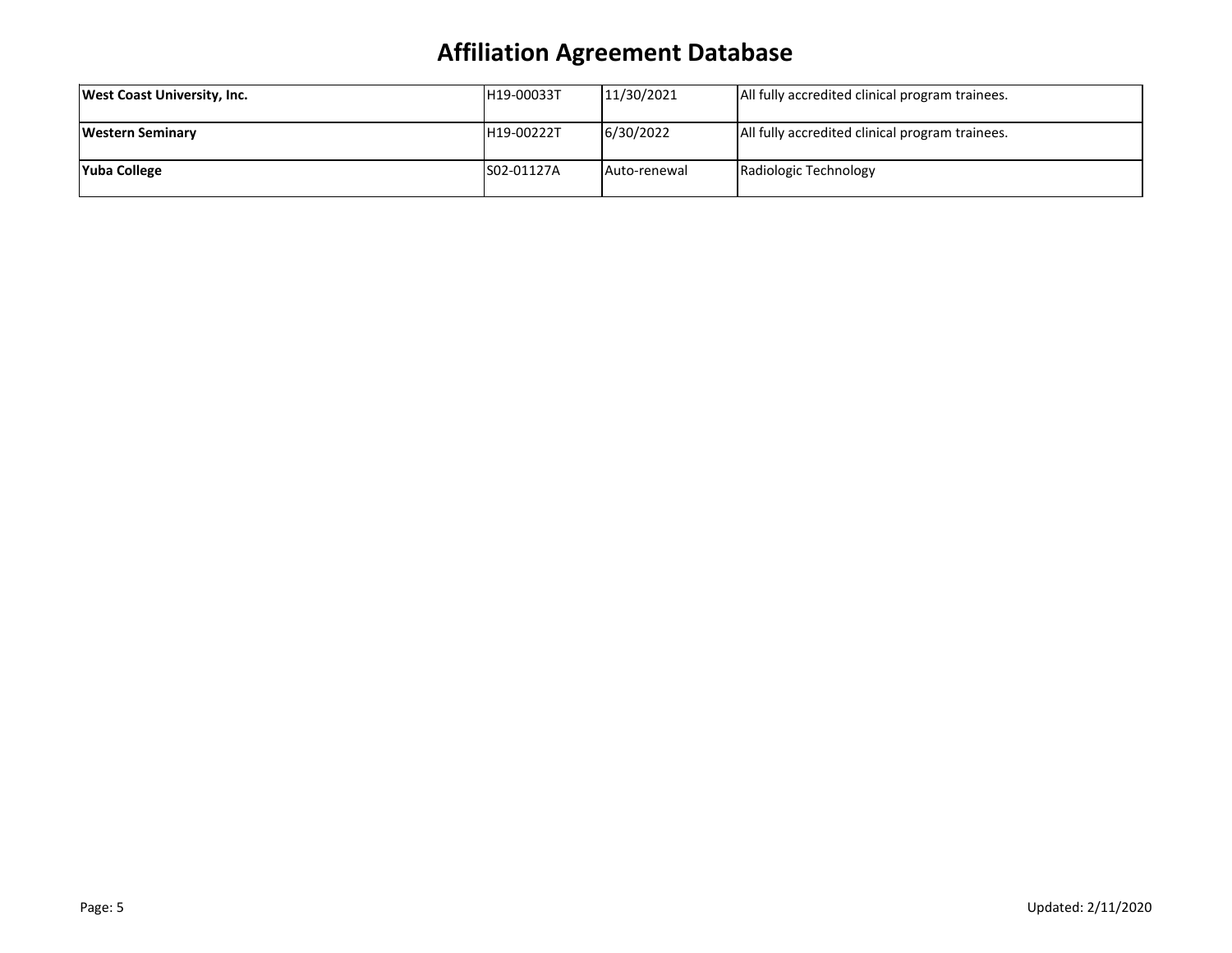# Affiliation Agreement Database

| | | | |
|---|---|---|---|
| **West Coast University, Inc.** | H19-00033T | 11/30/2021 | All fully accredited clinical program trainees. |
| **Western Seminary** | H19-00222T | 6/30/2022 | All fully accredited clinical program trainees. |
| **Yuba College** | S02-01127A | Auto-renewal | Radiologic Technology |

Updated: 2/11/2020